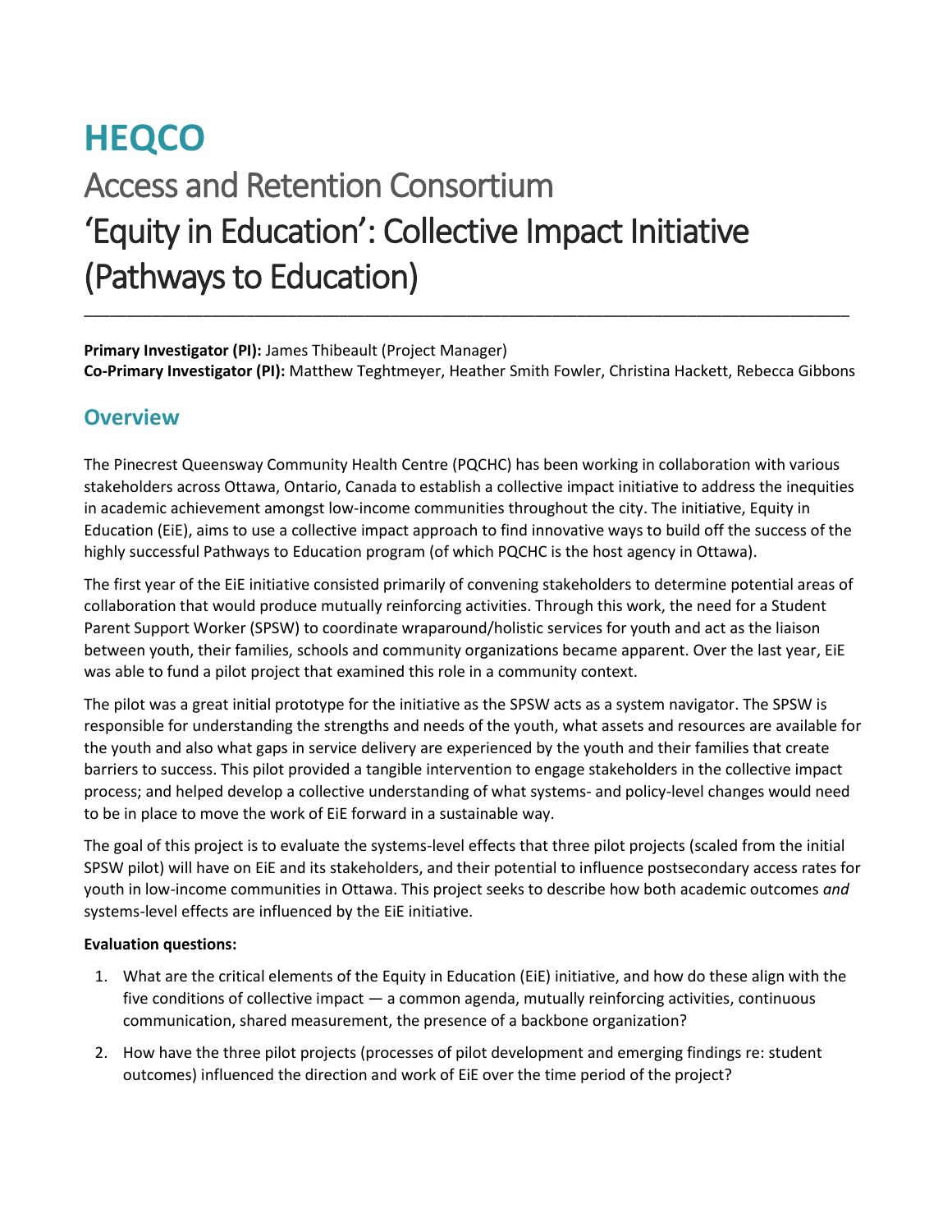# HEQCO

## Access and Retention Consortium

## 'Equity in Education': Collective Impact Initiative (Pathways to Education)

---

**Primary Investigator (PI):** James Thibeault (Project Manager)
**Co-Primary Investigator (PI):** Matthew Teghtmeyer, Heather Smith Fowler, Christina Hackett, Rebecca Gibbons

## Overview

The Pinecrest Queensway Community Health Centre (PQCHC) has been working in collaboration with various stakeholders across Ottawa, Ontario, Canada to establish a collective impact initiative to address the inequities in academic achievement amongst low-income communities throughout the city. The initiative, Equity in Education (EiE), aims to use a collective impact approach to find innovative ways to build off the success of the highly successful Pathways to Education program (of which PQCHC is the host agency in Ottawa).

The first year of the EiE initiative consisted primarily of convening stakeholders to determine potential areas of collaboration that would produce mutually reinforcing activities. Through this work, the need for a Student Parent Support Worker (SPSW) to coordinate wraparound/holistic services for youth and act as the liaison between youth, their families, schools and community organizations became apparent. Over the last year, EiE was able to fund a pilot project that examined this role in a community context.

The pilot was a great initial prototype for the initiative as the SPSW acts as a system navigator. The SPSW is responsible for understanding the strengths and needs of the youth, what assets and resources are available for the youth and also what gaps in service delivery are experienced by the youth and their families that create barriers to success. This pilot provided a tangible intervention to engage stakeholders in the collective impact process; and helped develop a collective understanding of what systems- and policy-level changes would need to be in place to move the work of EiE forward in a sustainable way.

The goal of this project is to evaluate the systems-level effects that three pilot projects (scaled from the initial SPSW pilot) will have on EiE and its stakeholders, and their potential to influence postsecondary access rates for youth in low-income communities in Ottawa. This project seeks to describe how both academic outcomes *and* systems-level effects are influenced by the EiE initiative.

**Evaluation questions:**

1. What are the critical elements of the Equity in Education (EiE) initiative, and how do these align with the five conditions of collective impact — a common agenda, mutually reinforcing activities, continuous communication, shared measurement, the presence of a backbone organization?
2. How have the three pilot projects (processes of pilot development and emerging findings re: student outcomes) influenced the direction and work of EiE over the time period of the project?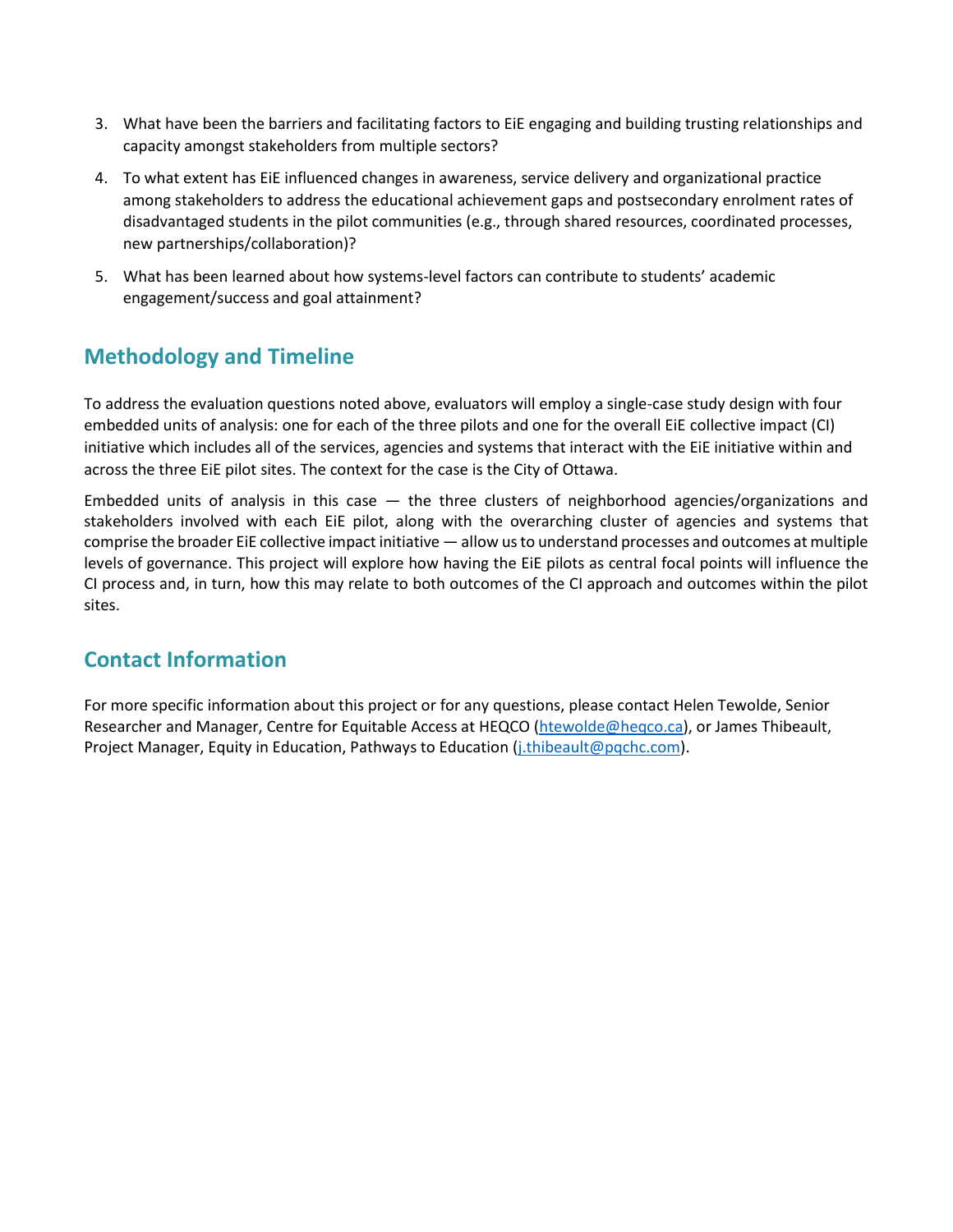3. What have been the barriers and facilitating factors to EiE engaging and building trusting relationships and capacity amongst stakeholders from multiple sectors?
4. To what extent has EiE influenced changes in awareness, service delivery and organizational practice among stakeholders to address the educational achievement gaps and postsecondary enrolment rates of disadvantaged students in the pilot communities (e.g., through shared resources, coordinated processes, new partnerships/collaboration)?
5. What has been learned about how systems-level factors can contribute to students' academic engagement/success and goal attainment?

## Methodology and Timeline

To address the evaluation questions noted above, evaluators will employ a single-case study design with four embedded units of analysis: one for each of the three pilots and one for the overall EiE collective impact (CI) initiative which includes all of the services, agencies and systems that interact with the EiE initiative within and across the three EiE pilot sites. The context for the case is the City of Ottawa.

Embedded units of analysis in this case — the three clusters of neighborhood agencies/organizations and stakeholders involved with each EiE pilot, along with the overarching cluster of agencies and systems that comprise the broader EiE collective impact initiative — allow us to understand processes and outcomes at multiple levels of governance. This project will explore how having the EiE pilots as central focal points will influence the CI process and, in turn, how this may relate to both outcomes of the CI approach and outcomes within the pilot sites.

## Contact Information

For more specific information about this project or for any questions, please contact Helen Tewolde, Senior Researcher and Manager, Centre for Equitable Access at HEQCO (htewolde@heqco.ca), or James Thibeault, Project Manager, Equity in Education, Pathways to Education (j.thibeault@pqchc.com).